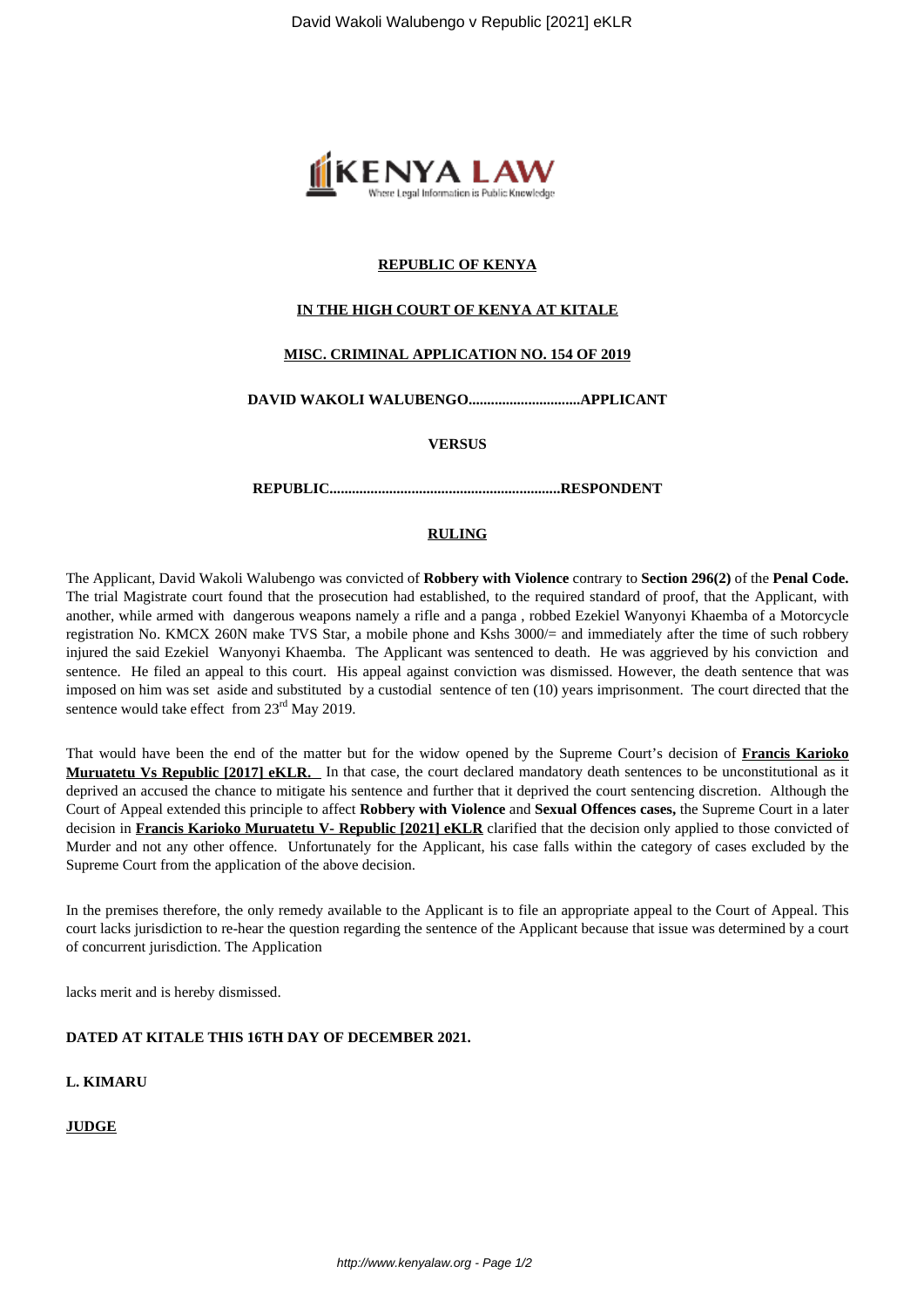**REPUBLIC OF KENYA**

**IN THE HIGH COURT OF KENYA AT KITALE**

**MISC. CRIMINAL APPLICATION NO. 154 OF 2019**

**DAVID WAKOLI WALUBENGO..............................APPLICANT**

**VERSUS**

**REPUBLIC..............................................................RESPONDENT**

**RULING**

The Applicant, David Wakoli Walubengo was convicted of **Robbery with Violence** contrary to **Section 296(2)** of the **Penal Code.** The trial Magistrate court found that the prosecution had established, to the required standard of proof, that the Applicant, with another, while armed with dangerous weapons namely a rifle and a panga , robbed Ezekiel Wanyonyi Khaemba of a Motorcycle registration No. KMCX 260N make TVS Star, a mobile phone and Kshs 3000/= and immediately after the time of such robbery injured the said Ezekiel Wanyonyi Khaemba. The Applicant was sentenced to death. He was aggrieved by his conviction and sentence. He filed an appeal to this court. His appeal against conviction was dismissed. However, the death sentence that was imposed on him was set aside and substituted by a custodial sentence of ten (10) years imprisonment. The court directed that the sentence would take effect from 23rd May 2019.

That would have been the end of the matter but for the widow opened by the Supreme Court's decision of **Francis Karioko Muruatetu Vs Republic [2017] eKLR.** In that case, the court declared mandatory death sentences to be unconstitutional as it deprived an accused the chance to mitigate his sentence and further that it deprived the court sentencing discretion. Although the Court of Appeal extended this principle to affect **Robbery with Violence** and **Sexual Offences cases,** the Supreme Court in a later decision in **Francis Karioko Muruatetu V- Republic [2021] eKLR** clarified that the decision only applied to those convicted of Murder and not any other offence. Unfortunately for the Applicant, his case falls within the category of cases excluded by the Supreme Court from the application of the above decision.

In the premises therefore, the only remedy available to the Applicant is to file an appropriate appeal to the Court of Appeal. This court lacks jurisdiction to re-hear the question regarding the sentence of the Applicant because that issue was determined by a court of concurrent jurisdiction. The Application

lacks merit and is hereby dismissed.

**DATED AT KITALE THIS 16TH DAY OF DECEMBER 2021.**

**L. KIMARU**

**JUDGE**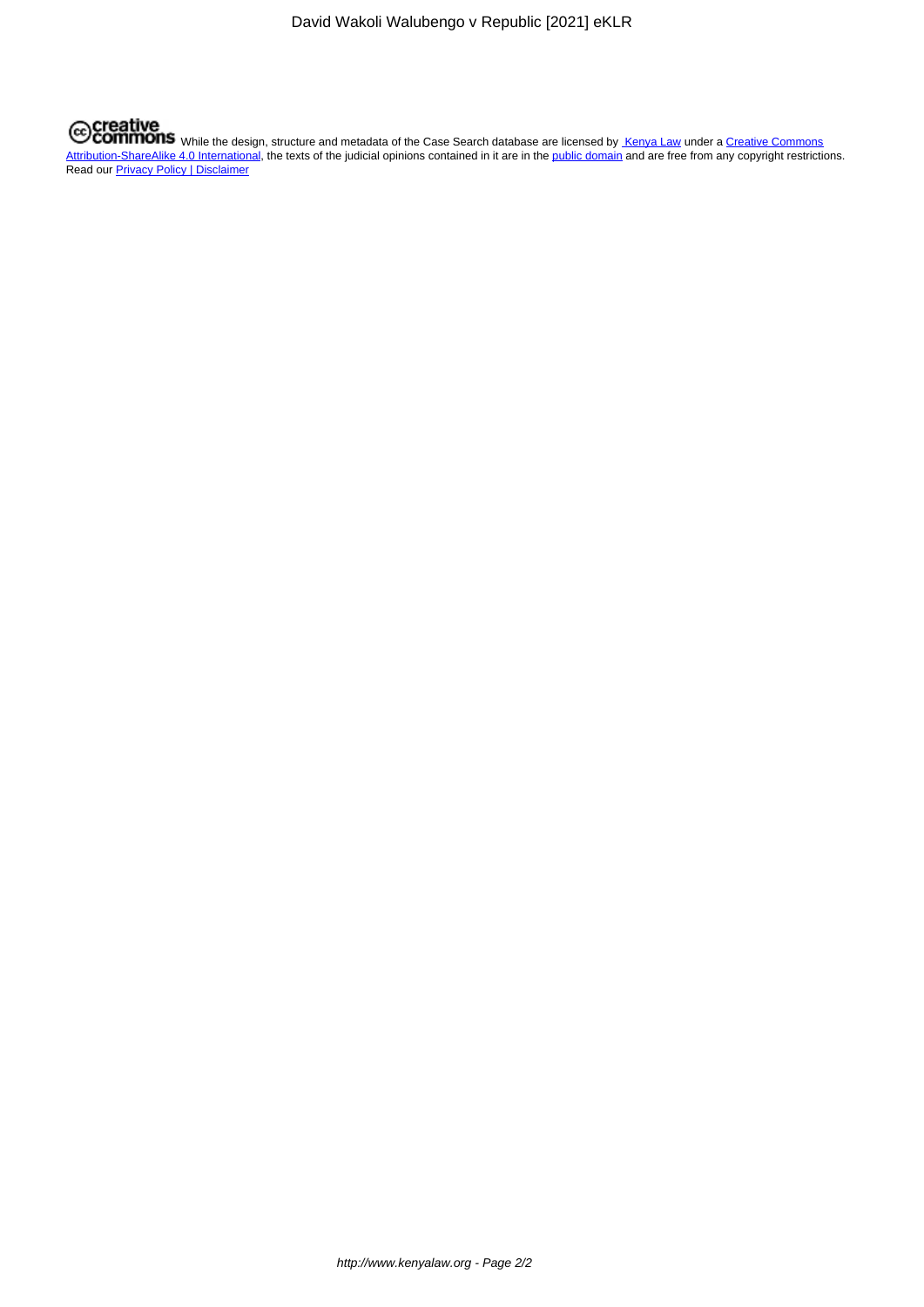While the design, structure and metadata of the Case Search database are licensed by Kenya Law under a Creative Commons Attribution-ShareAlike 4.0 International, the texts of the judicial opinions contained in it are in the public domain and are free from any copyright restrictions. Read our Privacy Policy | Disclaimer